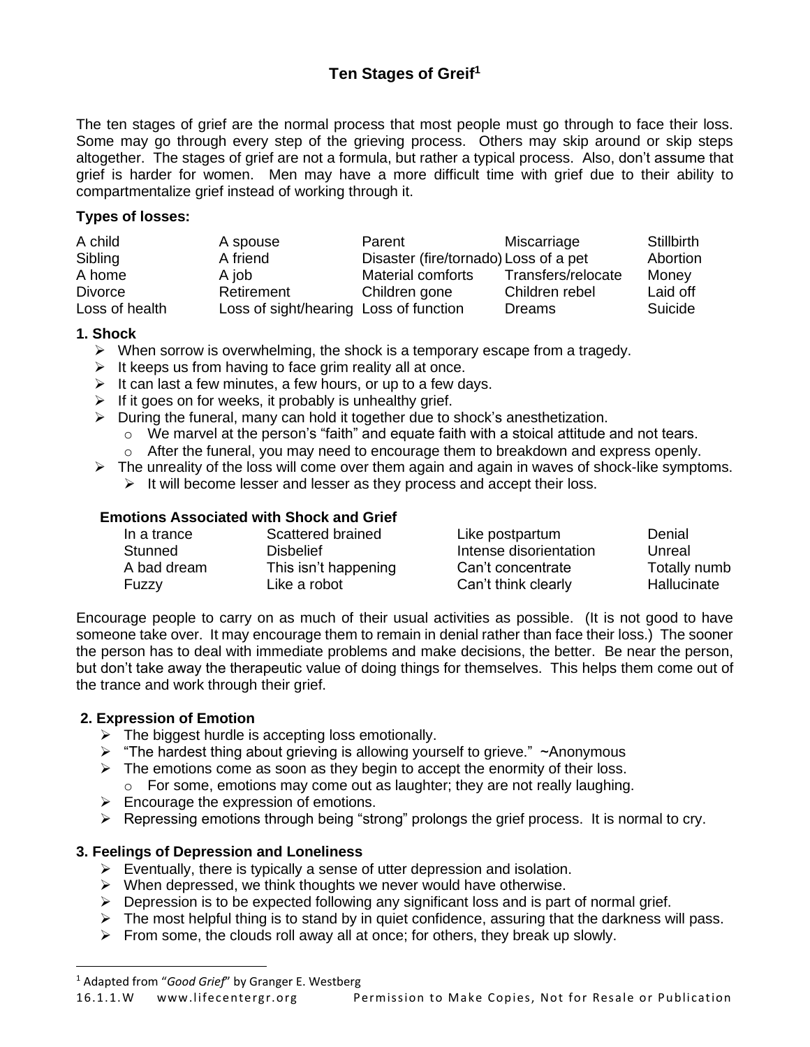# Ten Stages of Grief[1]

The ten stages of grief are the normal process that most people must go through to face their loss. Some may go through every step of the grieving process. Others may skip around or skip steps altogether. The stages of grief are not a formula, but rather a typical process. Also, don't assume that grief is harder for women. Men may have a more difficult time with grief due to their ability to compartmentalize grief instead of working through it.

**Types of losses:**

| | | | | |
|---|---|---|---|---|
| A child | A spouse | Parent | Miscarriage | Stillbirth |
| Sibling | A friend | Disaster (fire/tornado) | Loss of a pet | Abortion |
| A home | A job | Material comforts | Transfers/relocate | Money |
| Divorce | Retirement | Children gone | Children rebel | Laid off |
| Loss of health | Loss of sight/hearing | Loss of function | Dreams | Suicide |

### 1. Shock

- When sorrow is overwhelming, the shock is a temporary escape from a tragedy.
- It keeps us from having to face grim reality all at once.
- It can last a few minutes, a few hours, or up to a few days.
- If it goes on for weeks, it probably is unhealthy grief.
- During the funeral, many can hold it together due to shock's anesthetization.
  - We marvel at the person's "faith" and equate faith with a stoical attitude and not tears.
  - After the funeral, you may need to encourage them to breakdown and express openly.
- The unreality of the loss will come over them again and again in waves of shock-like symptoms.
  - It will become lesser and lesser as they process and accept their loss.

**Emotions Associated with Shock and Grief**

| | | | |
|---|---|---|---|
| In a trance | Scattered brained | Like postpartum | Denial |
| Stunned | Disbelief | Intense disorientation | Unreal |
| A bad dream | This isn't happening | Can't concentrate | Totally numb |
| Fuzzy | Like a robot | Can't think clearly | Hallucinate |

Encourage people to carry on as much of their usual activities as possible. (It is not good to have someone take over. It may encourage them to remain in denial rather than face their loss.) The sooner the person has to deal with immediate problems and make decisions, the better. Be near the person, but don't take away the therapeutic value of doing things for themselves. This helps them come out of the trance and work through their grief.

### 2. Expression of Emotion

- The biggest hurdle is accepting loss emotionally.
- "The hardest thing about grieving is allowing yourself to grieve." ~Anonymous
- The emotions come as soon as they begin to accept the enormity of their loss.
  - For some, emotions may come out as laughter; they are not really laughing.
- Encourage the expression of emotions.
- Repressing emotions through being "strong" prolongs the grief process. It is normal to cry.

### 3. Feelings of Depression and Loneliness

- Eventually, there is typically a sense of utter depression and isolation.
- When depressed, we think thoughts we never would have otherwise.
- Depression is to be expected following any significant loss and is part of normal grief.
- The most helpful thing is to stand by in quiet confidence, assuring that the darkness will pass.
- From some, the clouds roll away all at once; for others, they break up slowly.

---

[1] Adapted from "*Good Grief*" by Granger E. Westberg

16.1.1.W www.lifecentergr.org Permission to Make Copies, Not for Resale or Publication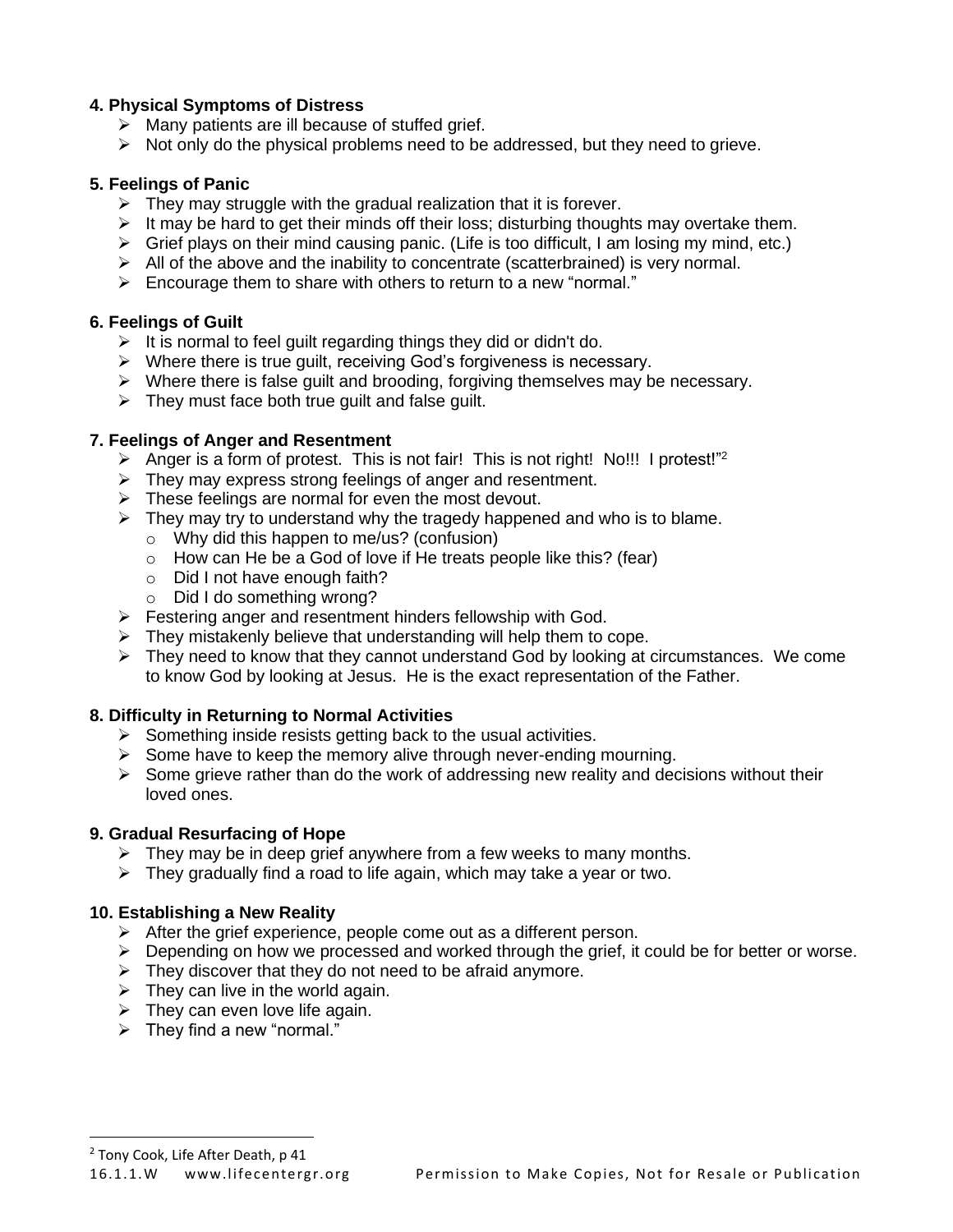**4. Physical Symptoms of Distress**

- Many patients are ill because of stuffed grief.
- Not only do the physical problems need to be addressed, but they need to grieve.

**5. Feelings of Panic**

- They may struggle with the gradual realization that it is forever.
- It may be hard to get their minds off their loss; disturbing thoughts may overtake them.
- Grief plays on their mind causing panic. (Life is too difficult, I am losing my mind, etc.)
- All of the above and the inability to concentrate (scatterbrained) is very normal.
- Encourage them to share with others to return to a new "normal."

**6. Feelings of Guilt**

- It is normal to feel guilt regarding things they did or didn't do.
- Where there is true guilt, receiving God's forgiveness is necessary.
- Where there is false guilt and brooding, forgiving themselves may be necessary.
- They must face both true guilt and false guilt.

**7. Feelings of Anger and Resentment**

- Anger is a form of protest. This is not fair! This is not right! No!!! I protest!"[2]
- They may express strong feelings of anger and resentment.
- These feelings are normal for even the most devout.
- They may try to understand why the tragedy happened and who is to blame.
  - Why did this happen to me/us? (confusion)
  - How can He be a God of love if He treats people like this? (fear)
  - Did I not have enough faith?
  - Did I do something wrong?
- Festering anger and resentment hinders fellowship with God.
- They mistakenly believe that understanding will help them to cope.
- They need to know that they cannot understand God by looking at circumstances. We come to know God by looking at Jesus. He is the exact representation of the Father.

**8. Difficulty in Returning to Normal Activities**

- Something inside resists getting back to the usual activities.
- Some have to keep the memory alive through never-ending mourning.
- Some grieve rather than do the work of addressing new reality and decisions without their loved ones.

**9. Gradual Resurfacing of Hope**

- They may be in deep grief anywhere from a few weeks to many months.
- They gradually find a road to life again, which may take a year or two.

**10. Establishing a New Reality**

- After the grief experience, people come out as a different person.
- Depending on how we processed and worked through the grief, it could be for better or worse.
- They discover that they do not need to be afraid anymore.
- They can live in the world again.
- They can even love life again.
- They find a new "normal."

---

[2] Tony Cook, Life After Death, p 41

16.1.1.W www.lifecentergr.org Permission to Make Copies, Not for Resale or Publication